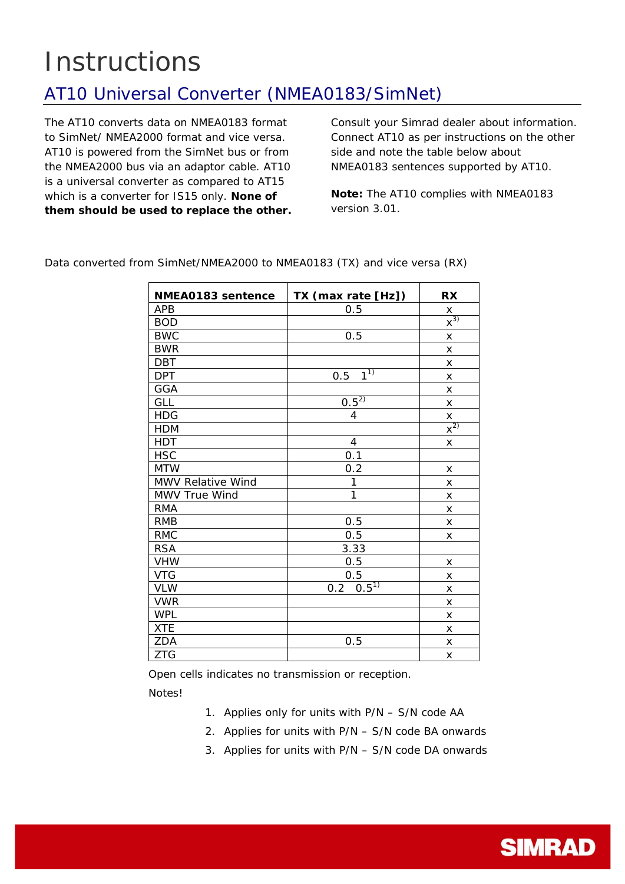# Instructions

## AT10 Universal Converter (NMEA0183/SimNet)

The AT10 converts data on NMEA0183 format to SimNet/ NMEA2000 format and vice versa. AT10 is powered from the SimNet bus or from the NMEA2000 bus via an adaptor cable. AT10 is a universal converter as compared to AT15 which is a converter for IS15 only. **None of them should be used to replace the other.**

Consult your Simrad dealer about information. Connect AT10 as per instructions on the other side and note the table below about NMEA0183 sentences supported by AT10.

**Note:** The AT10 complies with NMEA0183 version 3.01.

Data converted from SimNet/NMEA2000 to NMEA0183 (TX) and vice versa (RX)

| NMEA0183 sentence | TX (max rate [Hz]) | RX |
|---|---|---|
| APB | 0.5 | x |
| BOD | | x[3)] |
| BWC | 0.5 | x |
| BWR | | x |
| DBT | | x |
| DPT | 0.5 1[1)] | x |
| GGA | | x |
| GLL | 0.5[2)] | x |
| HDG | 4 | x |
| HDM | | x[2)] |
| HDT | 4 | x |
| HSC | 0.1 | |
| MTW | 0.2 | x |
| MWV Relative Wind | 1 | x |
| MWV True Wind | 1 | x |
| RMA | | x |
| RMB | 0.5 | x |
| RMC | 0.5 | x |
| RSA | 3.33 | |
| VHW | 0.5 | x |
| VTG | 0.5 | x |
| VLW | 0.2 0.5[1)] | x |
| VWR | | x |
| WPL | | x |
| XTE | | x |
| ZDA | 0.5 | x |
| ZTG | | x |

Open cells indicates no transmission or reception.

Notes!

1. Applies only for units with P/N – S/N code AA
2. Applies for units with P/N – S/N code BA onwards
3. Applies for units with P/N – S/N code DA onwards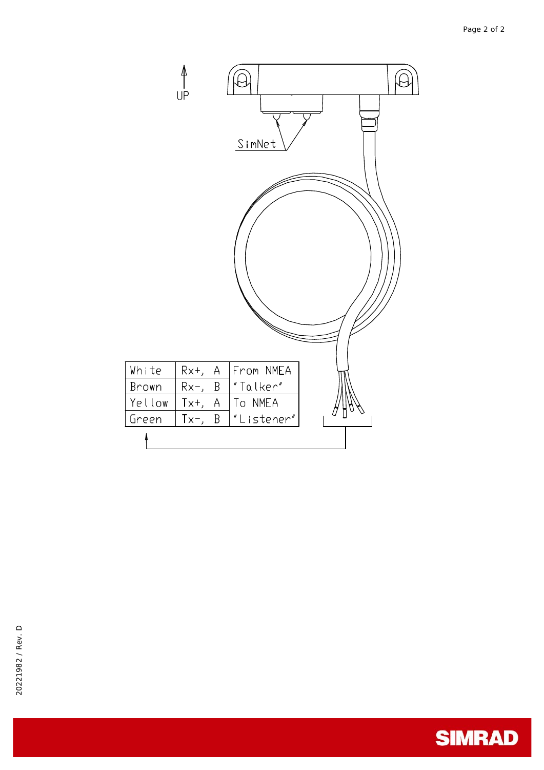UP

SimNet

| | | |
|---|---|---|
| White | Rx+, A | From NMEA "Talker" |
| Brown | Rx-, B | |
| Yellow | Tx+, A | To NMEA "Listener" |
| Green | Tx-, B | |

20221982 / Rev. D